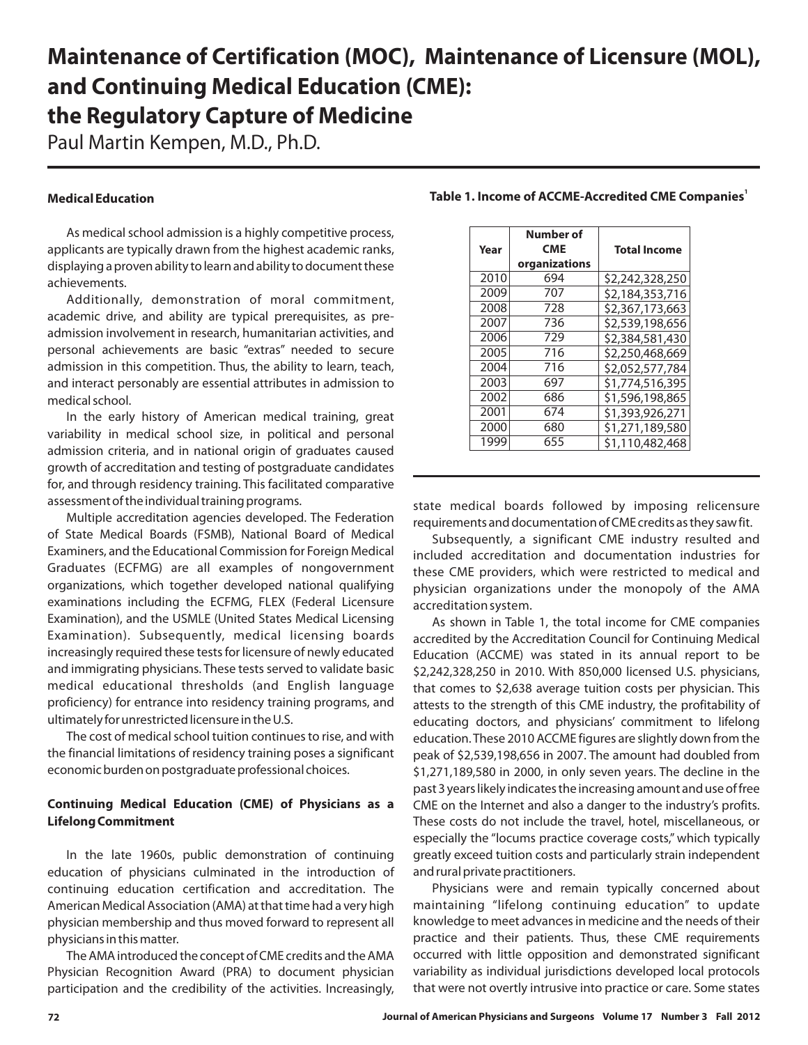# Maintenance of Certification (MOC), Maintenance of Licensure (MOL), and Continuing Medical Education (CME): the Regulatory Capture of Medicine

Paul Martin Kempen, M.D., Ph.D.

### Medical Education

As medical school admission is a highly competitive process, applicants are typically drawn from the highest academic ranks, displaying a proven ability to learn and ability to document these achievements.

Additionally, demonstration of moral commitment, academic drive, and ability are typical prerequisites, as pre-admission involvement in research, humanitarian activities, and personal achievements are basic "extras" needed to secure admission in this competition. Thus, the ability to learn, teach, and interact personably are essential attributes in admission to medical school.

In the early history of American medical training, great variability in medical school size, in political and personal admission criteria, and in national origin of graduates caused growth of accreditation and testing of postgraduate candidates for, and through residency training. This facilitated comparative assessment of the individual training programs.

Multiple accreditation agencies developed. The Federation of State Medical Boards (FSMB), National Board of Medical Examiners, and the Educational Commission for Foreign Medical Graduates (ECFMG) are all examples of nongovernment organizations, which together developed national qualifying examinations including the ECFMG, FLEX (Federal Licensure Examination), and the USMLE (United States Medical Licensing Examination). Subsequently, medical licensing boards increasingly required these tests for licensure of newly educated and immigrating physicians. These tests served to validate basic medical educational thresholds (and English language proficiency) for entrance into residency training programs, and ultimately for unrestricted licensure in the U.S.

The cost of medical school tuition continues to rise, and with the financial limitations of residency training poses a significant economic burden on postgraduate professional choices.

### Continuing Medical Education (CME) of Physicians as a Lifelong Commitment

In the late 1960s, public demonstration of continuing education of physicians culminated in the introduction of continuing education certification and accreditation. The American Medical Association (AMA) at that time had a very high physician membership and thus moved forward to represent all physicians in this matter.

The AMA introduced the concept of CME credits and the AMA Physician Recognition Award (PRA) to document physician participation and the credibility of the activities. Increasingly, state medical boards followed by imposing relicensure requirements and documentation of CME credits as they saw fit.

**Table 1. Income of ACCME-Accredited CME Companies[1]**

| Year | Number of CME organizations | Total Income |
|---|---|---|
| 2010 | 694 | $2,242,328,250 |
| 2009 | 707 | $2,184,353,716 |
| 2008 | 728 | $2,367,173,663 |
| 2007 | 736 | $2,539,198,656 |
| 2006 | 729 | $2,384,581,430 |
| 2005 | 716 | $2,250,468,669 |
| 2004 | 716 | $2,052,577,784 |
| 2003 | 697 | $1,774,516,395 |
| 2002 | 686 | $1,596,198,865 |
| 2001 | 674 | $1,393,926,271 |
| 2000 | 680 | $1,271,189,580 |
| 1999 | 655 | $1,110,482,468 |

Subsequently, a significant CME industry resulted and included accreditation and documentation industries for these CME providers, which were restricted to medical and physician organizations under the monopoly of the AMA accreditation system.

As shown in Table 1, the total income for CME companies accredited by the Accreditation Council for Continuing Medical Education (ACCME) was stated in its annual report to be $2,242,328,250 in 2010. With 850,000 licensed U.S. physicians, that comes to $2,638 average tuition costs per physician. This attests to the strength of this CME industry, the profitability of educating doctors, and physicians' commitment to lifelong education. These 2010 ACCME figures are slightly down from the peak of $2,539,198,656 in 2007. The amount had doubled from $1,271,189,580 in 2000, in only seven years. The decline in the past 3 years likely indicates the increasing amount and use of free CME on the Internet and also a danger to the industry's profits. These costs do not include the travel, hotel, miscellaneous, or especially the "locums practice coverage costs," which typically greatly exceed tuition costs and particularly strain independent and rural private practitioners.

Physicians were and remain typically concerned about maintaining "lifelong continuing education" to update knowledge to meet advances in medicine and the needs of their practice and their patients. Thus, these CME requirements occurred with little opposition and demonstrated significant variability as individual jurisdictions developed local protocols that were not overtly intrusive into practice or care. Some states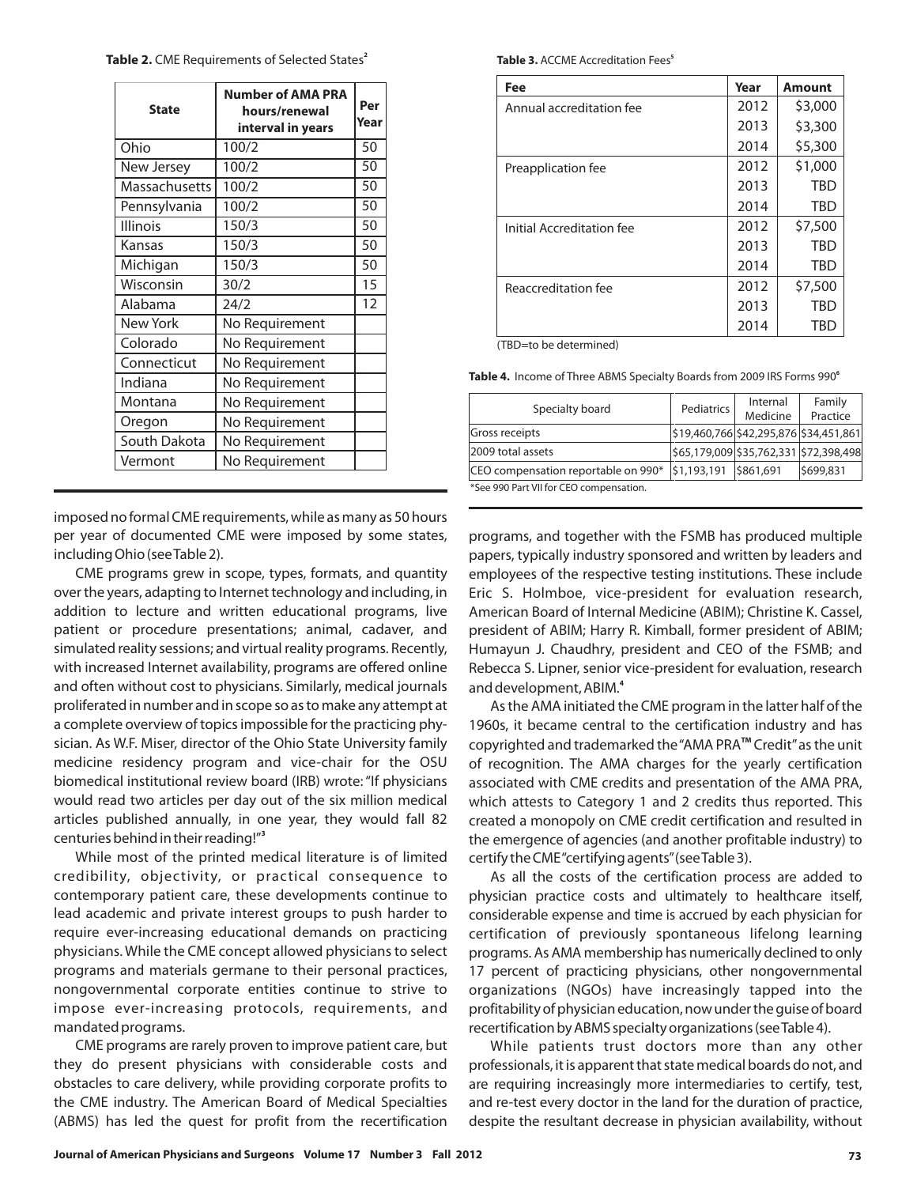**Table 2.** CME Requirements of Selected States[2]

| State | Number of AMA PRA hours/renewal interval in years | Per Year |
|---|---|---|
| Ohio | 100/2 | 50 |
| New Jersey | 100/2 | 50 |
| Massachusetts | 100/2 | 50 |
| Pennsylvania | 100/2 | 50 |
| Illinois | 150/3 | 50 |
| Kansas | 150/3 | 50 |
| Michigan | 150/3 | 50 |
| Wisconsin | 30/2 | 15 |
| Alabama | 24/2 | 12 |
| New York | No Requirement | |
| Colorado | No Requirement | |
| Connecticut | No Requirement | |
| Indiana | No Requirement | |
| Montana | No Requirement | |
| Oregon | No Requirement | |
| South Dakota | No Requirement | |
| Vermont | No Requirement | |

imposed no formal CME requirements, while as many as 50 hours per year of documented CME were imposed by some states, including Ohio (see Table 2).

CME programs grew in scope, types, formats, and quantity over the years, adapting to Internet technology and including, in addition to lecture and written educational programs, live patient or procedure presentations; animal, cadaver, and simulated reality sessions; and virtual reality programs. Recently, with increased Internet availability, programs are offered online and often without cost to physicians. Similarly, medical journals proliferated in number and in scope so as to make any attempt at a complete overview of topics impossible for the practicing physician. As W.F. Miser, director of the Ohio State University family medicine residency program and vice-chair for the OSU biomedical institutional review board (IRB) wrote: "If physicians would read two articles per day out of the six million medical articles published annually, in one year, they would fall 82 centuries behind in their reading!"[3]

While most of the printed medical literature is of limited credibility, objectivity, or practical consequence to contemporary patient care, these developments continue to lead academic and private interest groups to push harder to require ever-increasing educational demands on practicing physicians. While the CME concept allowed physicians to select programs and materials germane to their personal practices, nongovernmental corporate entities continue to strive to impose ever-increasing protocols, requirements, and mandated programs.

CME programs are rarely proven to improve patient care, but they do present physicians with considerable costs and obstacles to care delivery, while providing corporate profits to the CME industry. The American Board of Medical Specialties (ABMS) has led the quest for profit from the recertification programs, and together with the FSMB has produced multiple papers, typically industry sponsored and written by leaders and employees of the respective testing institutions. These include Eric S. Holmboe, vice-president for evaluation research, American Board of Internal Medicine (ABIM); Christine K. Cassel, president of ABIM; Harry R. Kimball, former president of ABIM; Humayun J. Chaudhry, president and CEO of the FSMB; and Rebecca S. Lipner, senior vice-president for evaluation, research and development, ABIM.[4]

**Table 3.** ACCME Accreditation Fees[5]

| Fee | Year | Amount |
|---|---|---|
| Annual accreditation fee | 2012 | $3,000 |
| | 2013 | $3,300 |
| | 2014 | $5,300 |
| Preapplication fee | 2012 | $1,000 |
| | 2013 | TBD |
| | 2014 | TBD |
| Initial Accreditation fee | 2012 | $7,500 |
| | 2013 | TBD |
| | 2014 | TBD |
| Reaccreditation fee | 2012 | $7,500 |
| | 2013 | TBD |
| | 2014 | TBD |

(TBD=to be determined)

**Table 4.** Income of Three ABMS Specialty Boards from 2009 IRS Forms 990[6]

| Specialty board | Pediatrics | Internal Medicine | Family Practice |
|---|---|---|---|
| Gross receipts | $19,460,766 | $42,295,876 | $34,451,861 |
| 2009 total assets | $65,179,009 | $35,762,331 | $72,398,498 |
| CEO compensation reportable on 990* | $1,193,191 | $861,691 | $699,831 |

*See 990 Part VII for CEO compensation.

As the AMA initiated the CME program in the latter half of the 1960s, it became central to the certification industry and has copyrighted and trademarked the "AMA PRA™ Credit" as the unit of recognition. The AMA charges for the yearly certification associated with CME credits and presentation of the AMA PRA, which attests to Category 1 and 2 credits thus reported. This created a monopoly on CME credit certification and resulted in the emergence of agencies (and another profitable industry) to certify the CME "certifying agents" (see Table 3).

As all the costs of the certification process are added to physician practice costs and ultimately to healthcare itself, considerable expense and time is accrued by each physician for certification of previously spontaneous lifelong learning programs. As AMA membership has numerically declined to only 17 percent of practicing physicians, other nongovernmental organizations (NGOs) have increasingly tapped into the profitability of physician education, now under the guise of board recertification by ABMS specialty organizations (see Table 4).

While patients trust doctors more than any other professionals, it is apparent that state medical boards do not, and are requiring increasingly more intermediaries to certify, test, and re-test every doctor in the land for the duration of practice, despite the resultant decrease in physician availability, without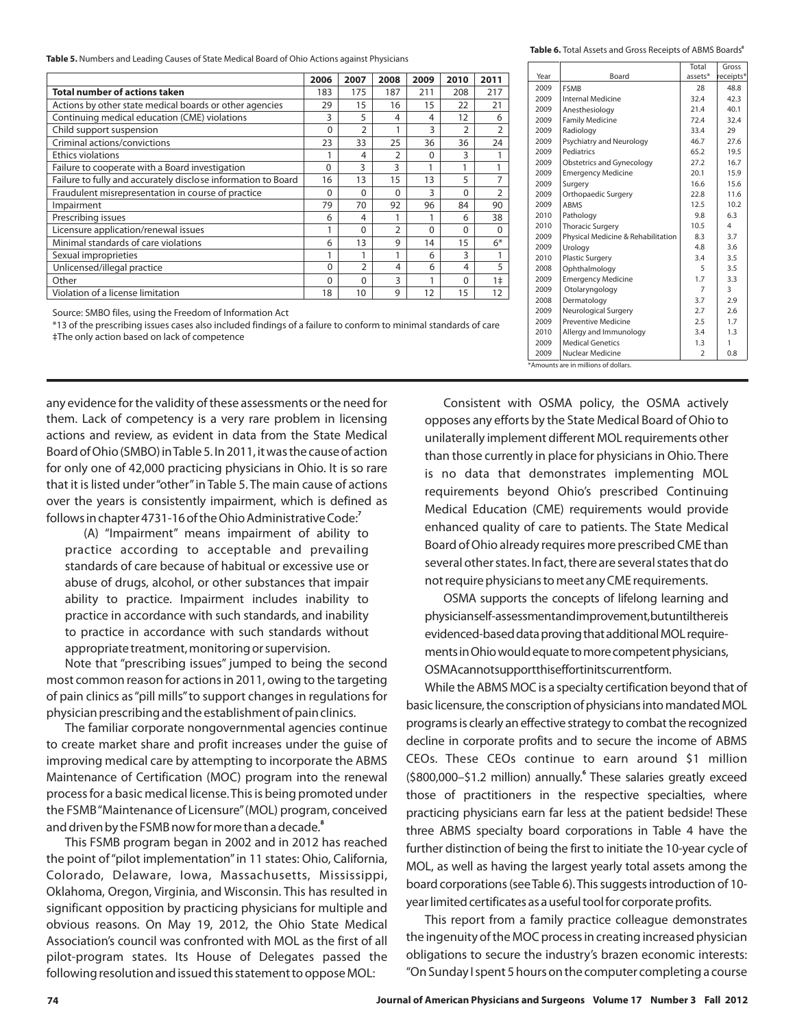**Table 5.** Numbers and Leading Causes of State Medical Board of Ohio Actions against Physicians

| | 2006 | 2007 | 2008 | 2009 | 2010 | 2011 |
|---|---|---|---|---|---|---|
| **Total number of actions taken** | 183 | 175 | 187 | 211 | 208 | 217 |
| Actions by other state medical boards or other agencies | 29 | 15 | 16 | 15 | 22 | 21 |
| Continuing medical education (CME) violations | 3 | 5 | 4 | 4 | 12 | 6 |
| Child support suspension | 0 | 2 | 1 | 3 | 2 | 2 |
| Criminal actions/convictions | 23 | 33 | 25 | 36 | 36 | 24 |
| Ethics violations | 1 | 4 | 2 | 0 | 3 | 1 |
| Failure to cooperate with a Board investigation | 0 | 3 | 3 | 1 | 1 | 1 |
| Failure to fully and accurately disclose information to Board | 16 | 13 | 15 | 13 | 5 | 7 |
| Fraudulent misrepresentation in course of practice | 0 | 0 | 0 | 3 | 0 | 2 |
| Impairment | 79 | 70 | 92 | 96 | 84 | 90 |
| Prescribing issues | 6 | 4 | 1 | 1 | 6 | 38 |
| Licensure application/renewal issues | 1 | 0 | 2 | 0 | 0 | 0 |
| Minimal standards of care violations | 6 | 13 | 9 | 14 | 15 | 6* |
| Sexual improprieties | 1 | 1 | 1 | 6 | 3 | 1 |
| Unlicensed/illegal practice | 0 | 2 | 4 | 6 | 4 | 5 |
| Other | 0 | 0 | 3 | 1 | 0 | 1‡ |
| Violation of a license limitation | 18 | 10 | 9 | 12 | 15 | 12 |

Source: SMBO files, using the Freedom of Information Act

*13 of the prescribing issues cases also included findings of a failure to conform to minimal standards of care

‡The only action based on lack of competence

**Table 6.** Total Assets and Gross Receipts of ABMS Boards[6]

| Year | Board | Total assets* | Gross receipts* |
|---|---|---|---|
| 2009 | FSMB | 28 | 48.8 |
| 2009 | Internal Medicine | 32.4 | 42.3 |
| 2009 | Anesthesiology | 21.4 | 40.1 |
| 2009 | Family Medicine | 72.4 | 32.4 |
| 2009 | Radiology | 33.4 | 29 |
| 2009 | Psychiatry and Neurology | 46.7 | 27.6 |
| 2009 | Pediatrics | 65.2 | 19.5 |
| 2009 | Obstetrics and Gynecology | 27.2 | 16.7 |
| 2009 | Emergency Medicine | 20.1 | 15.9 |
| 2009 | Surgery | 16.6 | 15.6 |
| 2009 | Orthopaedic Surgery | 22.8 | 11.6 |
| 2009 | ABMS | 12.5 | 10.2 |
| 2010 | Pathology | 9.8 | 6.3 |
| 2010 | Thoracic Surgery | 10.5 | 4 |
| 2009 | Physical Medicine & Rehabilitation | 8.3 | 3.7 |
| 2009 | Urology | 4.8 | 3.6 |
| 2010 | Plastic Surgery | 3.4 | 3.5 |
| 2008 | Ophthalmology | 5 | 3.5 |
| 2009 | Emergency Medicine | 1.7 | 3.3 |
| 2009 | Otolaryngology | 7 | 3 |
| 2008 | Dermatology | 3.7 | 2.9 |
| 2009 | Neurological Surgery | 2.7 | 2.6 |
| 2009 | Preventive Medicine | 2.5 | 1.7 |
| 2010 | Allergy and Immunology | 3.4 | 1.3 |
| 2009 | Medical Genetics | 1.3 | 1 |
| 2009 | Nuclear Medicine | 2 | 0.8 |

*Amounts are in millions of dollars.

any evidence for the validity of these assessments or the need for them. Lack of competency is a very rare problem in licensing actions and review, as evident in data from the State Medical Board of Ohio (SMBO) in Table 5. In 2011, it was the cause of action for only one of 42,000 practicing physicians in Ohio. It is so rare that it is listed under "other" in Table 5. The main cause of actions over the years is consistently impairment, which is defined as follows in chapter 4731-16 of the Ohio Administrative Code:[7]

> (A) "Impairment" means impairment of ability to practice according to acceptable and prevailing standards of care because of habitual or excessive use or abuse of drugs, alcohol, or other substances that impair ability to practice. Impairment includes inability to practice in accordance with such standards, and inability to practice in accordance with such standards without appropriate treatment, monitoring or supervision.

Note that "prescribing issues" jumped to being the second most common reason for actions in 2011, owing to the targeting of pain clinics as "pill mills" to support changes in regulations for physician prescribing and the establishment of pain clinics.

The familiar corporate nongovernmental agencies continue to create market share and profit increases under the guise of improving medical care by attempting to incorporate the ABMS Maintenance of Certification (MOC) program into the renewal process for a basic medical license. This is being promoted under the FSMB "Maintenance of Licensure" (MOL) program, conceived and driven by the FSMB now for more than a decade.[8]

This FSMB program began in 2002 and in 2012 has reached the point of "pilot implementation" in 11 states: Ohio, California, Colorado, Delaware, Iowa, Massachusetts, Mississippi, Oklahoma, Oregon, Virginia, and Wisconsin. This has resulted in significant opposition by practicing physicians for multiple and obvious reasons. On May 19, 2012, the Ohio State Medical Association's council was confronted with MOL as the first of all pilot-program states. Its House of Delegates passed the following resolution and issued this statement to oppose MOL:

> Consistent with OSMA policy, the OSMA actively opposes any efforts by the State Medical Board of Ohio to unilaterally implement different MOL requirements other than those currently in place for physicians in Ohio. There is no data that demonstrates implementing MOL requirements beyond Ohio's prescribed Continuing Medical Education (CME) requirements would provide enhanced quality of care to patients. The State Medical Board of Ohio already requires more prescribed CME than several other states. In fact, there are several states that do not require physicians to meet any CME requirements.
>
> OSMA supports the concepts of lifelong learning and physician self-assessment and improvement, but until there is evidenced-based data proving that additional MOL requirements in Ohio would equate to more competent physicians, OSMA cannot support this effort in its current form.

While the ABMS MOC is a specialty certification beyond that of basic licensure, the conscription of physicians into mandated MOL programs is clearly an effective strategy to combat the recognized decline in corporate profits and to secure the income of ABMS CEOs. These CEOs continue to earn around \$1 million (\$800,000–\$1.2 million) annually.[6] These salaries greatly exceed those of practitioners in the respective specialties, where practicing physicians earn far less at the patient bedside! These three ABMS specialty board corporations in Table 4 have the further distinction of being the first to initiate the 10-year cycle of MOL, as well as having the largest yearly total assets among the board corporations (see Table 6). This suggests introduction of 10-year limited certificates as a useful tool for corporate profits.

This report from a family practice colleague demonstrates the ingenuity of the MOC process in creating increased physician obligations to secure the industry's brazen economic interests: "On Sunday I spent 5 hours on the computer completing a course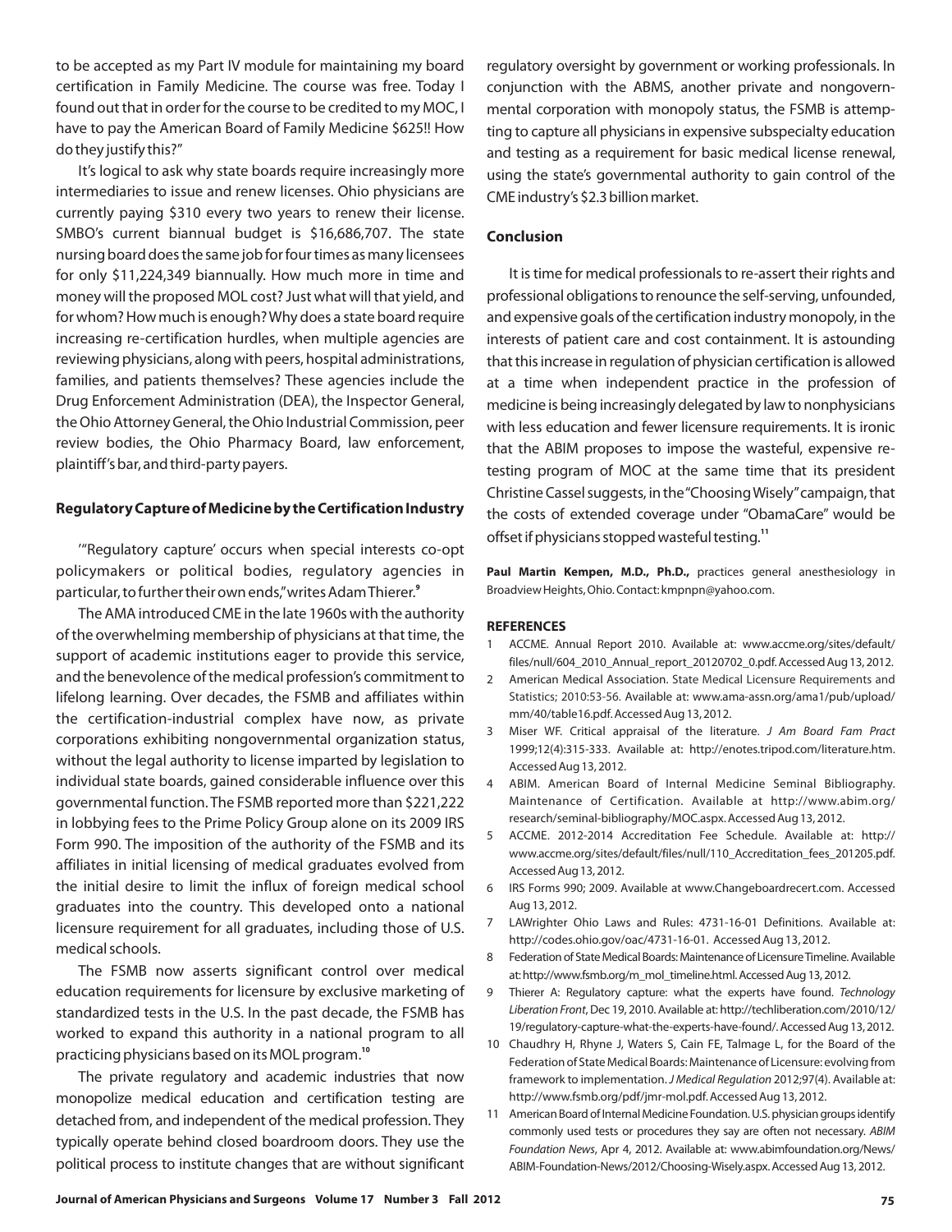to be accepted as my Part IV module for maintaining my board certification in Family Medicine. The course was free. Today I found out that in order for the course to be credited to my MOC, I have to pay the American Board of Family Medicine $625!! How do they justify this?"

It's logical to ask why state boards require increasingly more intermediaries to issue and renew licenses. Ohio physicians are currently paying $310 every two years to renew their license. SMBO's current biannual budget is $16,686,707. The state nursing board does the same job for four times as many licensees for only $11,224,349 biannually. How much more in time and money will the proposed MOL cost? Just what will that yield, and for whom? How much is enough? Why does a state board require increasing re-certification hurdles, when multiple agencies are reviewing physicians, along with peers, hospital administrations, families, and patients themselves? These agencies include the Drug Enforcement Administration (DEA), the Inspector General, the Ohio Attorney General, the Ohio Industrial Commission, peer review bodies, the Ohio Pharmacy Board, law enforcement, plaintiff's bar, and third-party payers.

### Regulatory Capture of Medicine by the Certification Industry

'"Regulatory capture' occurs when special interests co-opt policymakers or political bodies, regulatory agencies in particular, to further their own ends," writes Adam Thierer.[9]

The AMA introduced CME in the late 1960s with the authority of the overwhelming membership of physicians at that time, the support of academic institutions eager to provide this service, and the benevolence of the medical profession's commitment to lifelong learning. Over decades, the FSMB and affiliates within the certification-industrial complex have now, as private corporations exhibiting nongovernmental organization status, without the legal authority to license imparted by legislation to individual state boards, gained considerable influence over this governmental function. The FSMB reported more than $221,222 in lobbying fees to the Prime Policy Group alone on its 2009 IRS Form 990. The imposition of the authority of the FSMB and its affiliates in initial licensing of medical graduates evolved from the initial desire to limit the influx of foreign medical school graduates into the country. This developed onto a national licensure requirement for all graduates, including those of U.S. medical schools.

The FSMB now asserts significant control over medical education requirements for licensure by exclusive marketing of standardized tests in the U.S. In the past decade, the FSMB has worked to expand this authority in a national program to all practicing physicians based on its MOL program.[10]

The private regulatory and academic industries that now monopolize medical education and certification testing are detached from, and independent of the medical profession. They typically operate behind closed boardroom doors. They use the political process to institute changes that are without significant regulatory oversight by government or working professionals. In conjunction with the ABMS, another private and nongovernmental corporation with monopoly status, the FSMB is attempting to capture all physicians in expensive subspecialty education and testing as a requirement for basic medical license renewal, using the state's governmental authority to gain control of the CME industry's $2.3 billion market.

### Conclusion

It is time for medical professionals to re-assert their rights and professional obligations to renounce the self-serving, unfounded, and expensive goals of the certification industry monopoly, in the interests of patient care and cost containment. It is astounding that this increase in regulation of physician certification is allowed at a time when independent practice in the profession of medicine is being increasingly delegated by law to nonphysicians with less education and fewer licensure requirements. It is ironic that the ABIM proposes to impose the wasteful, expensive re-testing program of MOC at the same time that its president Christine Cassel suggests, in the "Choosing Wisely" campaign, that the costs of extended coverage under "ObamaCare" would be offset if physicians stopped wasteful testing.[11]

**Paul Martin Kempen, M.D., Ph.D.,** practices general anesthesiology in Broadview Heights, Ohio. Contact: kmpnpn@yahoo.com.

### REFERENCES

1. ACCME. Annual Report 2010. Available at: www.accme.org/sites/default/files/null/604_2010_Annual_report_20120702_0.pdf. Accessed Aug 13, 2012.
2. American Medical Association. State Medical Licensure Requirements and Statistics; 2010:53-56. Available at: www.ama-assn.org/ama1/pub/upload/mm/40/table16.pdf. Accessed Aug 13, 2012.
3. Miser WF. Critical appraisal of the literature. *J Am Board Fam Pract* 1999;12(4):315-333. Available at: http://enotes.tripod.com/literature.htm. Accessed Aug 13, 2012.
4. ABIM. American Board of Internal Medicine Seminal Bibliography. Maintenance of Certification. Available at http://www.abim.org/research/seminal-bibliography/MOC.aspx. Accessed Aug 13, 2012.
5. ACCME. 2012-2014 Accreditation Fee Schedule. Available at: http://www.accme.org/sites/default/files/null/110_Accreditation_fees_201205.pdf. Accessed Aug 13, 2012.
6. IRS Forms 990; 2009. Available at www.Changeboardrecert.com. Accessed Aug 13, 2012.
7. LAWrighter Ohio Laws and Rules: 4731-16-01 Definitions. Available at: http://codes.ohio.gov/oac/4731-16-01. Accessed Aug 13, 2012.
8. Federation of State Medical Boards: Maintenance of Licensure Timeline. Available at: http://www.fsmb.org/m_mol_timeline.html. Accessed Aug 13, 2012.
9. Thierer A: Regulatory capture: what the experts have found. *Technology Liberation Front*, Dec 19, 2010. Available at: http://techliberation.com/2010/12/19/regulatory-capture-what-the-experts-have-found/. Accessed Aug 13, 2012.
10. Chaudhry H, Rhyne J, Waters S, Cain FE, Talmage L, for the Board of the Federation of State Medical Boards: Maintenance of Licensure: evolving from framework to implementation. *J Medical Regulation* 2012;97(4). Available at: http://www.fsmb.org/pdf/jmr-mol.pdf. Accessed Aug 13, 2012.
11. American Board of Internal Medicine Foundation. U.S. physician groups identify commonly used tests or procedures they say are often not necessary. *ABIM Foundation News*, Apr 4, 2012. Available at: www.abimfoundation.org/News/ABIM-Foundation-News/2012/Choosing-Wisely.aspx. Accessed Aug 13, 2012.